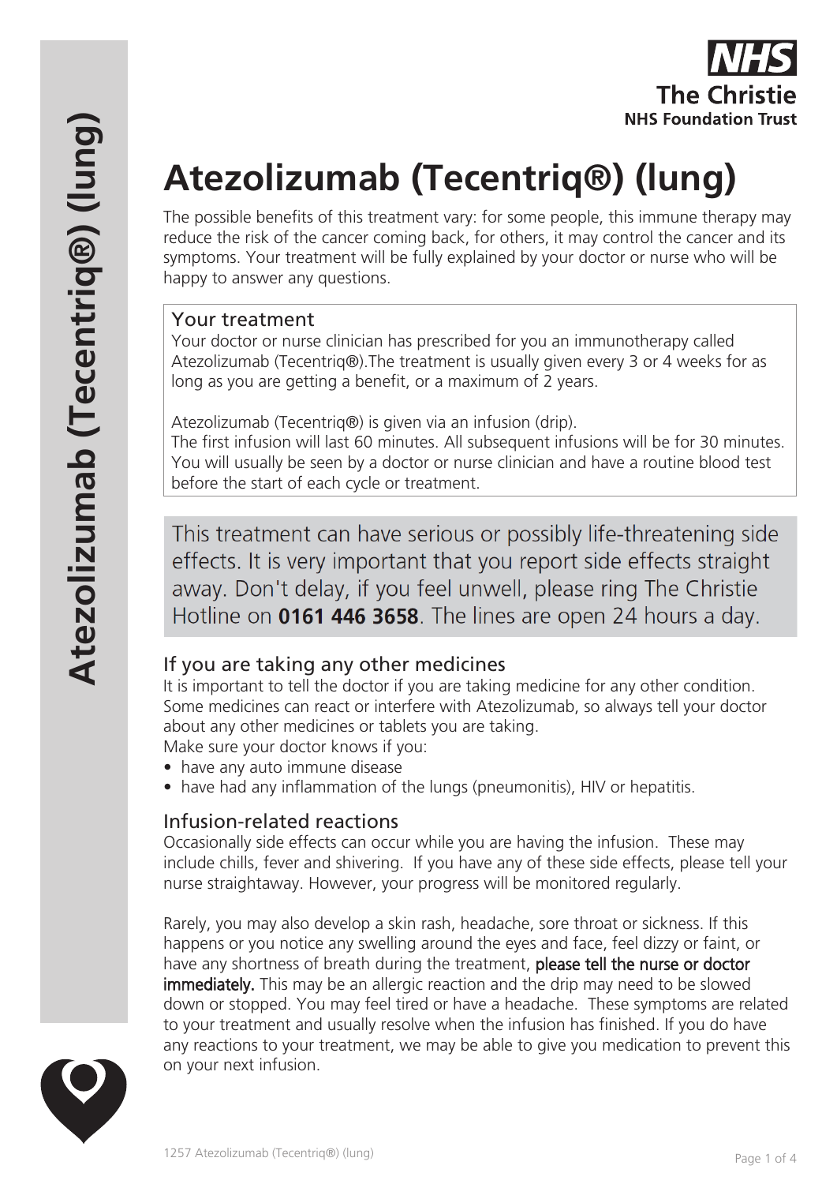# Atezolizumab (Tecentriq®) (lung)

The possible benefits of this treatment vary: for some people, this immune therapy may reduce the risk of the cancer coming back, for others, it may control the cancer and its symptoms. Your treatment will be fully explained by your doctor or nurse who will be happy to answer any questions.

## Your treatment

Your doctor or nurse clinician has prescribed for you an immunotherapy called Atezolizumab (Tecentriq®).The treatment is usually given every 3 or 4 weeks for as long as you are getting a benefit, or a maximum of 2 years.

Atezolizumab (Tecentriq®) is given via an infusion (drip).
The first infusion will last 60 minutes. All subsequent infusions will be for 30 minutes. You will usually be seen by a doctor or nurse clinician and have a routine blood test before the start of each cycle or treatment.

This treatment can have serious or possibly life-threatening side effects. It is very important that you report side effects straight away. Don't delay, if you feel unwell, please ring The Christie Hotline on **0161 446 3658**. The lines are open 24 hours a day.

## If you are taking any other medicines

It is important to tell the doctor if you are taking medicine for any other condition. Some medicines can react or interfere with Atezolizumab, so always tell your doctor about any other medicines or tablets you are taking.
Make sure your doctor knows if you:

- have any auto immune disease
- have had any inflammation of the lungs (pneumonitis), HIV or hepatitis.

## Infusion-related reactions

Occasionally side effects can occur while you are having the infusion. These may include chills, fever and shivering. If you have any of these side effects, please tell your nurse straightaway. However, your progress will be monitored regularly.

Rarely, you may also develop a skin rash, headache, sore throat or sickness. If this happens or you notice any swelling around the eyes and face, feel dizzy or faint, or have any shortness of breath during the treatment, please tell the nurse or doctor immediately. This may be an allergic reaction and the drip may need to be slowed down or stopped. You may feel tired or have a headache. These symptoms are related to your treatment and usually resolve when the infusion has finished. If you do have any reactions to your treatment, we may be able to give you medication to prevent this on your next infusion.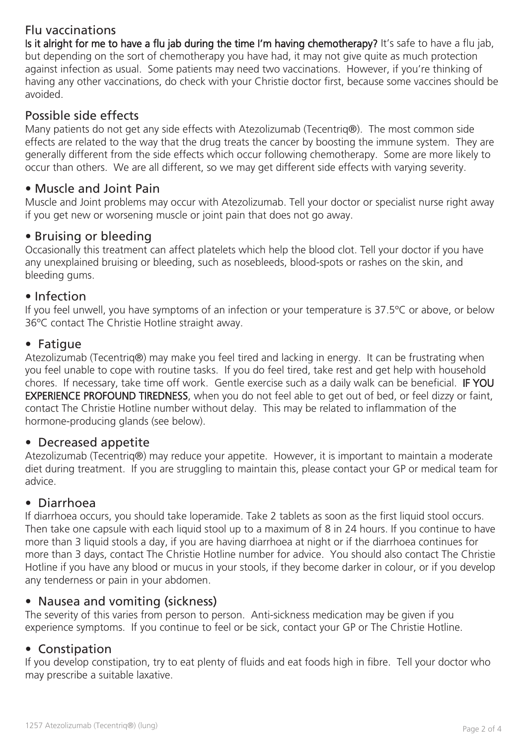## Flu vaccinations

**Is it alright for me to have a flu jab during the time I'm having chemotherapy?** It's safe to have a flu jab, but depending on the sort of chemotherapy you have had, it may not give quite as much protection against infection as usual. Some patients may need two vaccinations. However, if you're thinking of having any other vaccinations, do check with your Christie doctor first, because some vaccines should be avoided.

## Possible side effects

Many patients do not get any side effects with Atezolizumab (Tecentriq®). The most common side effects are related to the way that the drug treats the cancer by boosting the immune system. They are generally different from the side effects which occur following chemotherapy. Some are more likely to occur than others. We are all different, so we may get different side effects with varying severity.

### • Muscle and Joint Pain

Muscle and Joint problems may occur with Atezolizumab. Tell your doctor or specialist nurse right away if you get new or worsening muscle or joint pain that does not go away.

### • Bruising or bleeding

Occasionally this treatment can affect platelets which help the blood clot. Tell your doctor if you have any unexplained bruising or bleeding, such as nosebleeds, blood-spots or rashes on the skin, and bleeding gums.

### • Infection

If you feel unwell, you have symptoms of an infection or your temperature is 37.5ºC or above, or below 36ºC contact The Christie Hotline straight away.

### • Fatigue

Atezolizumab (Tecentriq®) may make you feel tired and lacking in energy. It can be frustrating when you feel unable to cope with routine tasks. If you do feel tired, take rest and get help with household chores. If necessary, take time off work. Gentle exercise such as a daily walk can be beneficial. **IF YOU EXPERIENCE PROFOUND TIREDNESS**, when you do not feel able to get out of bed, or feel dizzy or faint, contact The Christie Hotline number without delay. This may be related to inflammation of the hormone-producing glands (see below).

### • Decreased appetite

Atezolizumab (Tecentriq®) may reduce your appetite. However, it is important to maintain a moderate diet during treatment. If you are struggling to maintain this, please contact your GP or medical team for advice.

### • Diarrhoea

If diarrhoea occurs, you should take loperamide. Take 2 tablets as soon as the first liquid stool occurs. Then take one capsule with each liquid stool up to a maximum of 8 in 24 hours. If you continue to have more than 3 liquid stools a day, if you are having diarrhoea at night or if the diarrhoea continues for more than 3 days, contact The Christie Hotline number for advice. You should also contact The Christie Hotline if you have any blood or mucus in your stools, if they become darker in colour, or if you develop any tenderness or pain in your abdomen.

### • Nausea and vomiting (sickness)

The severity of this varies from person to person. Anti-sickness medication may be given if you experience symptoms. If you continue to feel or be sick, contact your GP or The Christie Hotline.

### • Constipation

If you develop constipation, try to eat plenty of fluids and eat foods high in fibre. Tell your doctor who may prescribe a suitable laxative.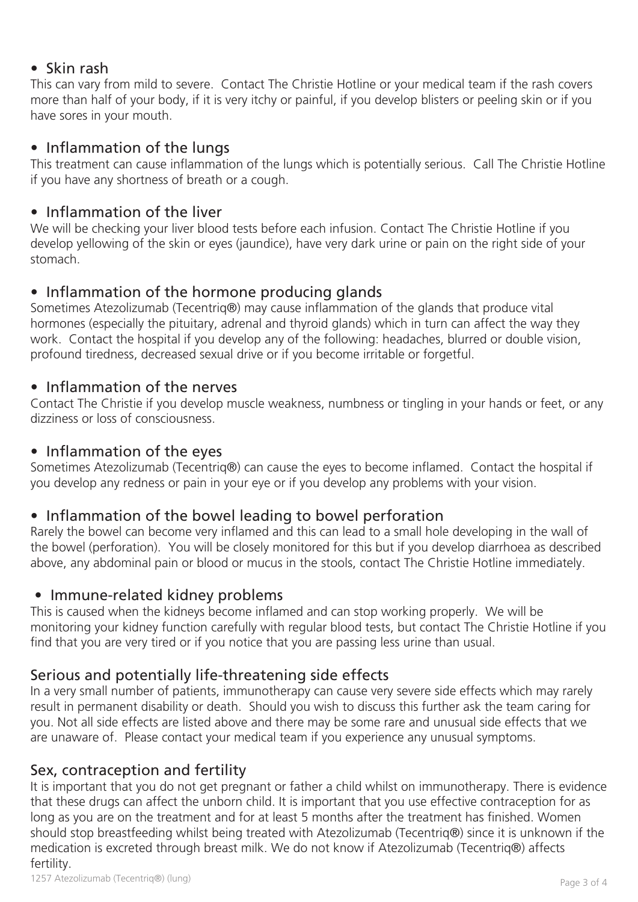- **Skin rash**

This can vary from mild to severe. Contact The Christie Hotline or your medical team if the rash covers more than half of your body, if it is very itchy or painful, if you develop blisters or peeling skin or if you have sores in your mouth.

- **Inflammation of the lungs**

This treatment can cause inflammation of the lungs which is potentially serious. Call The Christie Hotline if you have any shortness of breath or a cough.

- **Inflammation of the liver**

We will be checking your liver blood tests before each infusion. Contact The Christie Hotline if you develop yellowing of the skin or eyes (jaundice), have very dark urine or pain on the right side of your stomach.

- **Inflammation of the hormone producing glands**

Sometimes Atezolizumab (Tecentriq®) may cause inflammation of the glands that produce vital hormones (especially the pituitary, adrenal and thyroid glands) which in turn can affect the way they work. Contact the hospital if you develop any of the following: headaches, blurred or double vision, profound tiredness, decreased sexual drive or if you become irritable or forgetful.

- **Inflammation of the nerves**

Contact The Christie if you develop muscle weakness, numbness or tingling in your hands or feet, or any dizziness or loss of consciousness.

- **Inflammation of the eyes**

Sometimes Atezolizumab (Tecentriq®) can cause the eyes to become inflamed. Contact the hospital if you develop any redness or pain in your eye or if you develop any problems with your vision.

- **Inflammation of the bowel leading to bowel perforation**

Rarely the bowel can become very inflamed and this can lead to a small hole developing in the wall of the bowel (perforation). You will be closely monitored for this but if you develop diarrhoea as described above, any abdominal pain or blood or mucus in the stools, contact The Christie Hotline immediately.

- **Immune-related kidney problems**

This is caused when the kidneys become inflamed and can stop working properly. We will be monitoring your kidney function carefully with regular blood tests, but contact The Christie Hotline if you find that you are very tired or if you notice that you are passing less urine than usual.

## Serious and potentially life-threatening side effects

In a very small number of patients, immunotherapy can cause very severe side effects which may rarely result in permanent disability or death. Should you wish to discuss this further ask the team caring for you. Not all side effects are listed above and there may be some rare and unusual side effects that we are unaware of. Please contact your medical team if you experience any unusual symptoms.

## Sex, contraception and fertility

It is important that you do not get pregnant or father a child whilst on immunotherapy. There is evidence that these drugs can affect the unborn child. It is important that you use effective contraception for as long as you are on the treatment and for at least 5 months after the treatment has finished. Women should stop breastfeeding whilst being treated with Atezolizumab (Tecentriq®) since it is unknown if the medication is excreted through breast milk. We do not know if Atezolizumab (Tecentriq®) affects fertility.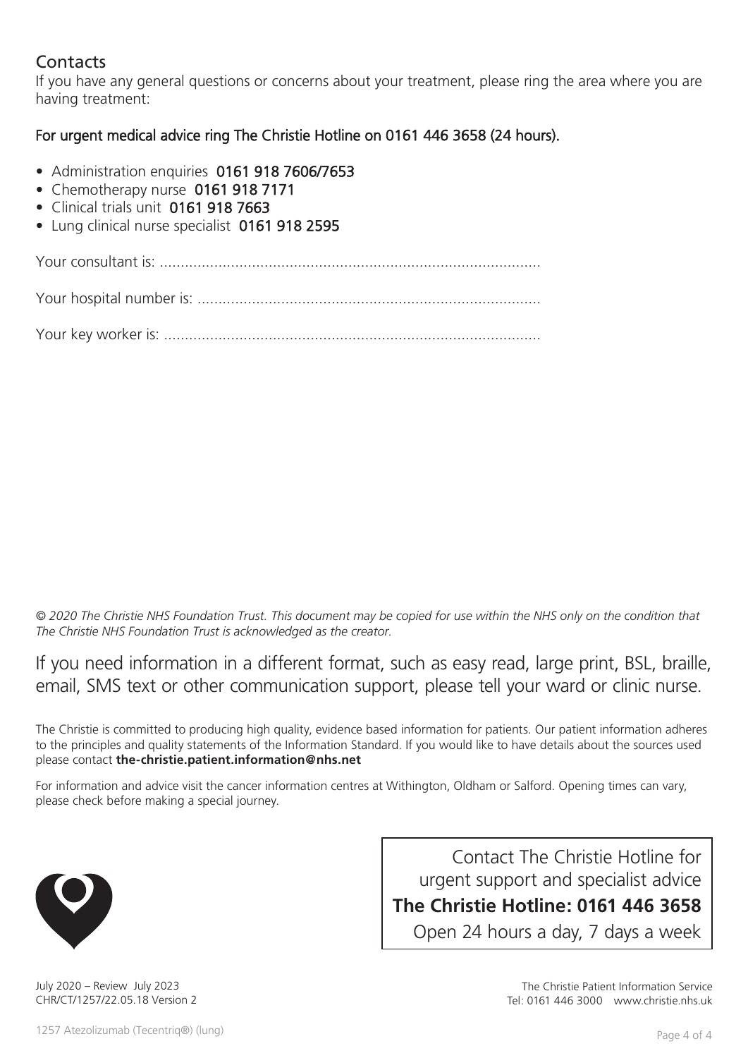## Contacts

If you have any general questions or concerns about your treatment, please ring the area where you are having treatment:

**For urgent medical advice ring The Christie Hotline on 0161 446 3658 (24 hours).**

- Administration enquiries **0161 918 7606/7653**
- Chemotherapy nurse **0161 918 7171**
- Clinical trials unit **0161 918 7663**
- Lung clinical nurse specialist **0161 918 2595**

Your consultant is: ..........................................................................................

Your hospital number is: ..................................................................................

Your key worker is: ..........................................................................................

*© 2020 The Christie NHS Foundation Trust. This document may be copied for use within the NHS only on the condition that The Christie NHS Foundation Trust is acknowledged as the creator.*

If you need information in a different format, such as easy read, large print, BSL, braille, email, SMS text or other communication support, please tell your ward or clinic nurse.

The Christie is committed to producing high quality, evidence based information for patients. Our patient information adheres to the principles and quality statements of the Information Standard. If you would like to have details about the sources used please contact **the-christie.patient.information@nhs.net**

For information and advice visit the cancer information centres at Withington, Oldham or Salford. Opening times can vary, please check before making a special journey.

Contact The Christie Hotline for urgent support and specialist advice
**The Christie Hotline: 0161 446 3658**
Open 24 hours a day, 7 days a week

July 2020 – Review July 2023
CHR/CT/1257/22.05.18 Version 2

The Christie Patient Information Service
Tel: 0161 446 3000 www.christie.nhs.uk

1257 Atezolizumab (Tecentriq®) (lung)